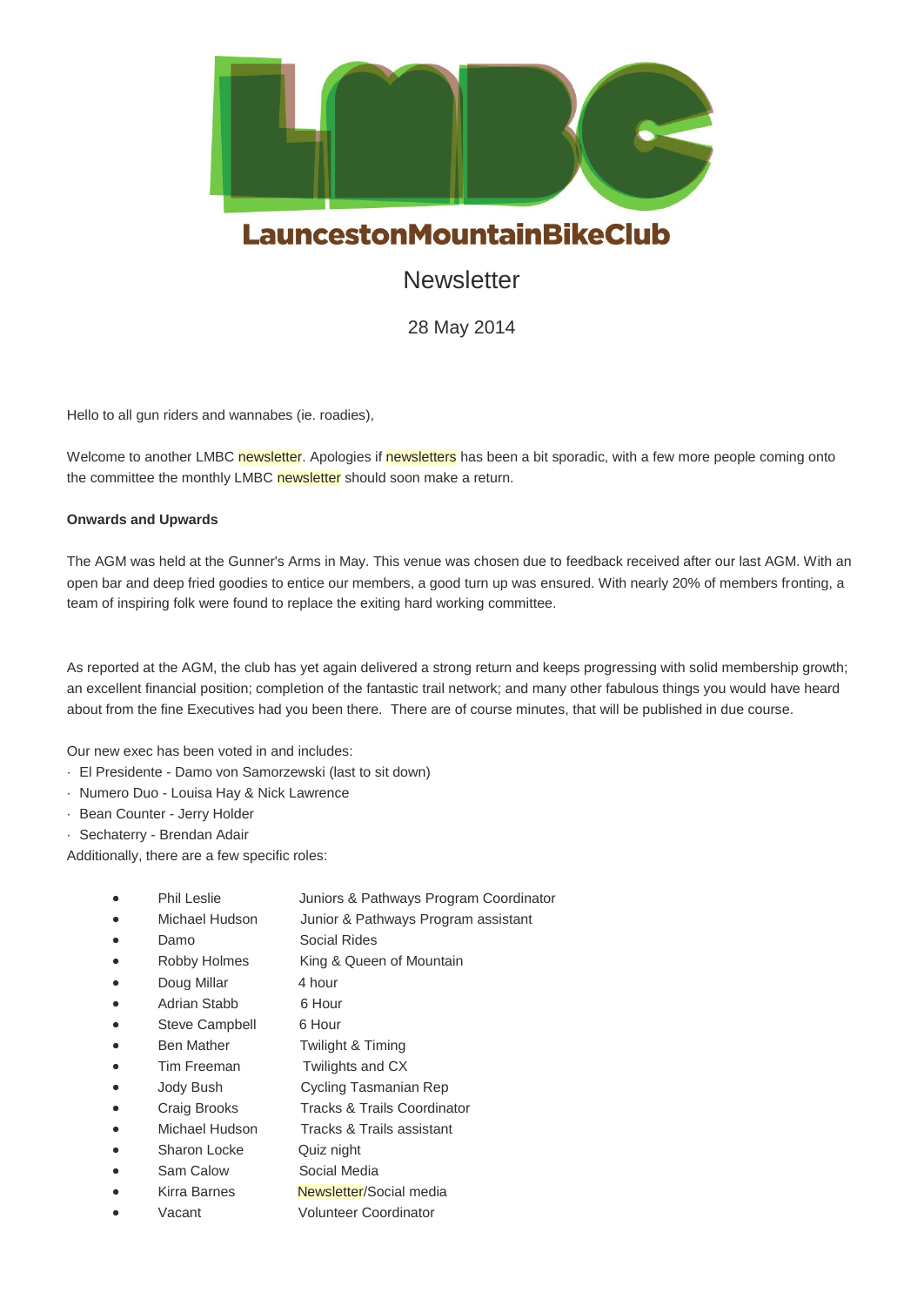# LMBC

## LauncestonMountainBikeClub

Newsletter

28 May 2014

Hello to all gun riders and wannabes (ie. roadies),

Welcome to another LMBC newsletter. Apologies if newsletters has been a bit sporadic, with a few more people coming onto the committee the monthly LMBC newsletter should soon make a return.

**Onwards and Upwards**

The AGM was held at the Gunner's Arms in May. This venue was chosen due to feedback received after our last AGM. With an open bar and deep fried goodies to entice our members, a good turn up was ensured. With nearly 20% of members fronting, a team of inspiring folk were found to replace the exiting hard working committee.

As reported at the AGM, the club has yet again delivered a strong return and keeps progressing with solid membership growth; an excellent financial position; completion of the fantastic trail network; and many other fabulous things you would have heard about from the fine Executives had you been there. There are of course minutes, that will be published in due course.

Our new exec has been voted in and includes:

- El Presidente - Damo von Samorzewski (last to sit down)
- Numero Duo - Louisa Hay & Nick Lawrence
- Bean Counter - Jerry Holder
- Sechaterry - Brendan Adair

Additionally, there are a few specific roles:

- Phil Leslie — Juniors & Pathways Program Coordinator
- Michael Hudson — Junior & Pathways Program assistant
- Damo — Social Rides
- Robby Holmes — King & Queen of Mountain
- Doug Millar — 4 hour
- Adrian Stabb — 6 Hour
- Steve Campbell — 6 Hour
- Ben Mather — Twilight & Timing
- Tim Freeman — Twilights and CX
- Jody Bush — Cycling Tasmanian Rep
- Craig Brooks — Tracks & Trails Coordinator
- Michael Hudson — Tracks & Trails assistant
- Sharon Locke — Quiz night
- Sam Calow — Social Media
- Kirra Barnes — Newsletter/Social media
- Vacant — Volunteer Coordinator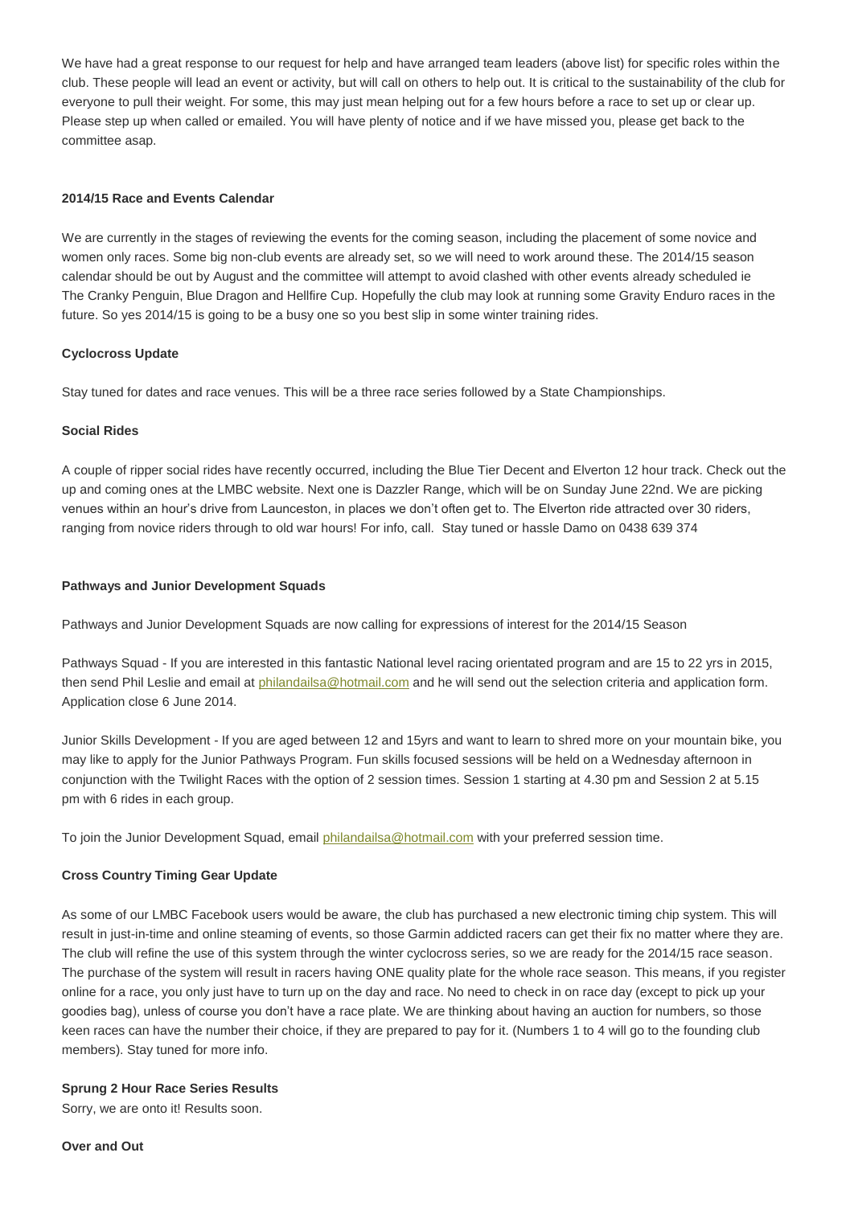We have had a great response to our request for help and have arranged team leaders (above list) for specific roles within the club. These people will lead an event or activity, but will call on others to help out. It is critical to the sustainability of the club for everyone to pull their weight. For some, this may just mean helping out for a few hours before a race to set up or clear up. Please step up when called or emailed. You will have plenty of notice and if we have missed you, please get back to the committee asap.

**2014/15 Race and Events Calendar**

We are currently in the stages of reviewing the events for the coming season, including the placement of some novice and women only races. Some big non-club events are already set, so we will need to work around these. The 2014/15 season calendar should be out by August and the committee will attempt to avoid clashed with other events already scheduled ie The Cranky Penguin, Blue Dragon and Hellfire Cup. Hopefully the club may look at running some Gravity Enduro races in the future. So yes 2014/15 is going to be a busy one so you best slip in some winter training rides.

**Cyclocross Update**

Stay tuned for dates and race venues. This will be a three race series followed by a State Championships.

**Social Rides**

A couple of ripper social rides have recently occurred, including the Blue Tier Decent and Elverton 12 hour track. Check out the up and coming ones at the LMBC website. Next one is Dazzler Range, which will be on Sunday June 22nd. We are picking venues within an hour's drive from Launceston, in places we don't often get to. The Elverton ride attracted over 30 riders, ranging from novice riders through to old war hours! For info, call. Stay tuned or hassle Damo on 0438 639 374

**Pathways and Junior Development Squads**

Pathways and Junior Development Squads are now calling for expressions of interest for the 2014/15 Season

Pathways Squad - If you are interested in this fantastic National level racing orientated program and are 15 to 22 yrs in 2015, then send Phil Leslie and email at philandailsa@hotmail.com and he will send out the selection criteria and application form. Application close 6 June 2014.

Junior Skills Development - If you are aged between 12 and 15yrs and want to learn to shred more on your mountain bike, you may like to apply for the Junior Pathways Program. Fun skills focused sessions will be held on a Wednesday afternoon in conjunction with the Twilight Races with the option of 2 session times. Session 1 starting at 4.30 pm and Session 2 at 5.15 pm with 6 rides in each group.

To join the Junior Development Squad, email philandailsa@hotmail.com with your preferred session time.

**Cross Country Timing Gear Update**

As some of our LMBC Facebook users would be aware, the club has purchased a new electronic timing chip system. This will result in just-in-time and online steaming of events, so those Garmin addicted racers can get their fix no matter where they are. The club will refine the use of this system through the winter cyclocross series, so we are ready for the 2014/15 race season. The purchase of the system will result in racers having ONE quality plate for the whole race season. This means, if you register online for a race, you only just have to turn up on the day and race. No need to check in on race day (except to pick up your goodies bag), unless of course you don't have a race plate. We are thinking about having an auction for numbers, so those keen races can have the number their choice, if they are prepared to pay for it. (Numbers 1 to 4 will go to the founding club members). Stay tuned for more info.

**Sprung 2 Hour Race Series Results**

Sorry, we are onto it! Results soon.

**Over and Out**